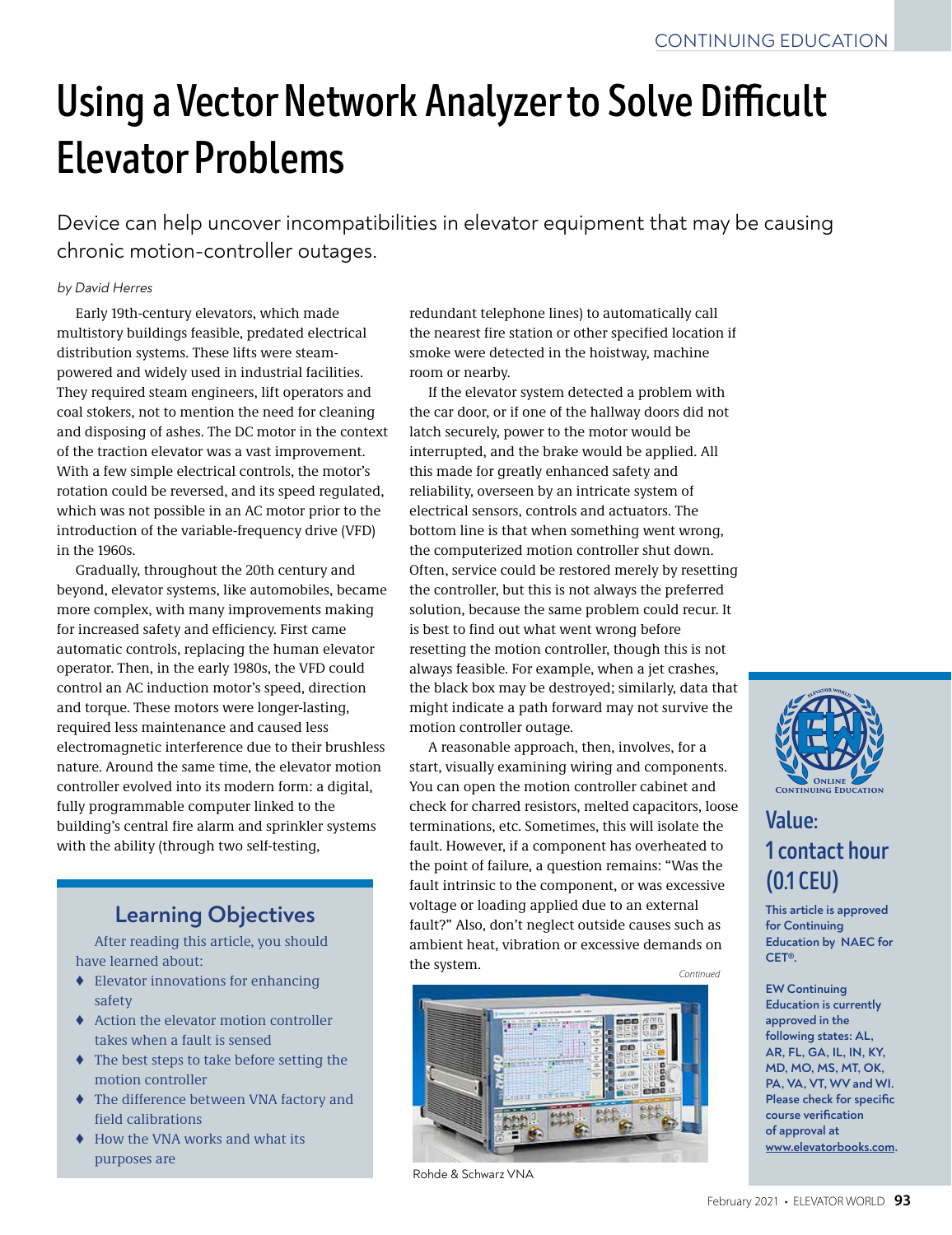# Using a Vector Network Analyzer to Solve Difficult Elevator Problems

Device can help uncover incompatibilities in elevator equipment that may be causing chronic motion-controller outages.

*by David Herres*

Early 19th-century elevators, which made multistory buildings feasible, predated electrical distribution systems. These lifts were steam-powered and widely used in industrial facilities. They required steam engineers, lift operators and coal stokers, not to mention the need for cleaning and disposing of ashes. The DC motor in the context of the traction elevator was a vast improvement. With a few simple electrical controls, the motor's rotation could be reversed, and its speed regulated, which was not possible in an AC motor prior to the introduction of the variable-frequency drive (VFD) in the 1960s.

Gradually, throughout the 20th century and beyond, elevator systems, like automobiles, became more complex, with many improvements making for increased safety and efficiency. First came automatic controls, replacing the human elevator operator. Then, in the early 1980s, the VFD could control an AC induction motor's speed, direction and torque. These motors were longer-lasting, required less maintenance and caused less electromagnetic interference due to their brushless nature. Around the same time, the elevator motion controller evolved into its modern form: a digital, fully programmable computer linked to the building's central fire alarm and sprinkler systems with the ability (through two self-testing, redundant telephone lines) to automatically call the nearest fire station or other specified location if smoke were detected in the hoistway, machine room or nearby.

If the elevator system detected a problem with the car door, or if one of the hallway doors did not latch securely, power to the motor would be interrupted, and the brake would be applied. All this made for greatly enhanced safety and reliability, overseen by an intricate system of electrical sensors, controls and actuators. The bottom line is that when something went wrong, the computerized motion controller shut down. Often, service could be restored merely by resetting the controller, but this is not always the preferred solution, because the same problem could recur. It is best to find out what went wrong before resetting the motion controller, though this is not always feasible. For example, when a jet crashes, the black box may be destroyed; similarly, data that might indicate a path forward may not survive the motion controller outage.

A reasonable approach, then, involves, for a start, visually examining wiring and components. You can open the motion controller cabinet and check for charred resistors, melted capacitors, loose terminations, etc. Sometimes, this will isolate the fault. However, if a component has overheated to the point of failure, a question remains: "Was the fault intrinsic to the component, or was excessive voltage or loading applied due to an external fault?" Also, don't neglect outside causes such as ambient heat, vibration or excessive demands on the system.

*Continued*

Rohde & Schwarz VNA

## Learning Objectives

After reading this article, you should have learned about:

- Elevator innovations for enhancing safety
- Action the elevator motion controller takes when a fault is sensed
- The best steps to take before setting the motion controller
- The difference between VNA factory and field calibrations
- How the VNA works and what its purposes are

## Value: 1 contact hour (0.1 CEU)

**This article is approved for Continuing Education by NAEC for CET®.**

**EW Continuing Education is currently approved in the following states: AL, AR, FL, GA, IL, IN, KY, MD, MO, MS, MT, OK, PA, VA, VT, WV and WI. Please check for specific course verification of approval at www.elevatorbooks.com.**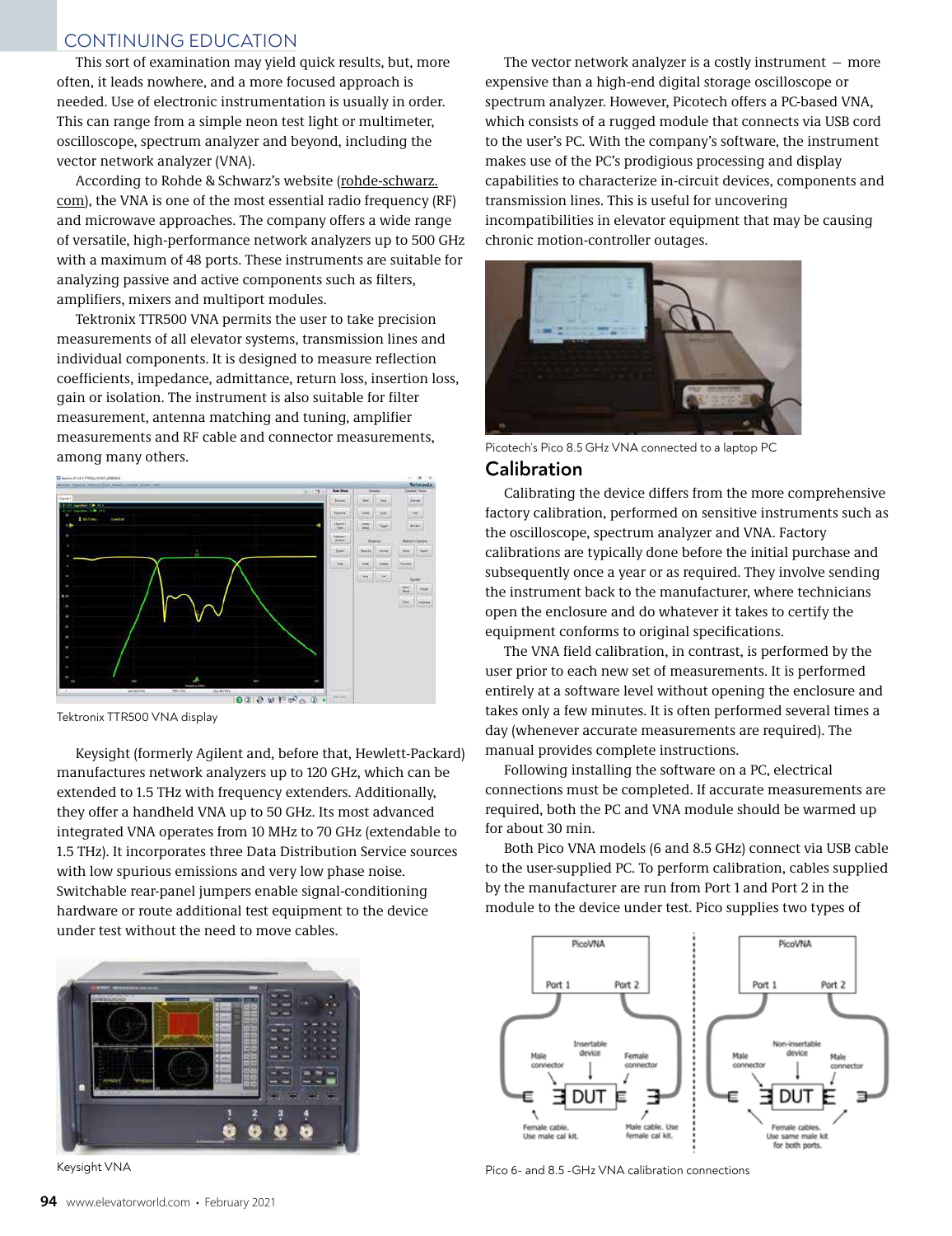This sort of examination may yield quick results, but, more often, it leads nowhere, and a more focused approach is needed. Use of electronic instrumentation is usually in order. This can range from a simple neon test light or multimeter, oscilloscope, spectrum analyzer and beyond, including the vector network analyzer (VNA).

According to Rohde & Schwarz's website (rohde-schwarz.com), the VNA is one of the most essential radio frequency (RF) and microwave approaches. The company offers a wide range of versatile, high-performance network analyzers up to 500 GHz with a maximum of 48 ports. These instruments are suitable for analyzing passive and active components such as filters, amplifiers, mixers and multiport modules.

Tektronix TTR500 VNA permits the user to take precision measurements of all elevator systems, transmission lines and individual components. It is designed to measure reflection coefficients, impedance, admittance, return loss, insertion loss, gain or isolation. The instrument is also suitable for filter measurement, antenna matching and tuning, amplifier measurements and RF cable and connector measurements, among many others.

Tektronix TTR500 VNA display

Keysight (formerly Agilent and, before that, Hewlett-Packard) manufactures network analyzers up to 120 GHz, which can be extended to 1.5 THz with frequency extenders. Additionally, they offer a handheld VNA up to 50 GHz. Its most advanced integrated VNA operates from 10 MHz to 70 GHz (extendable to 1.5 THz). It incorporates three Data Distribution Service sources with low spurious emissions and very low phase noise. Switchable rear-panel jumpers enable signal-conditioning hardware or route additional test equipment to the device under test without the need to move cables.

Keysight VNA

The vector network analyzer is a costly instrument — more expensive than a high-end digital storage oscilloscope or spectrum analyzer. However, Picotech offers a PC-based VNA, which consists of a rugged module that connects via USB cord to the user's PC. With the company's software, the instrument makes use of the PC's prodigious processing and display capabilities to characterize in-circuit devices, components and transmission lines. This is useful for uncovering incompatibilities in elevator equipment that may be causing chronic motion-controller outages.

Picotech's Pico 8.5 GHz VNA connected to a laptop PC

## Calibration

Calibrating the device differs from the more comprehensive factory calibration, performed on sensitive instruments such as the oscilloscope, spectrum analyzer and VNA. Factory calibrations are typically done before the initial purchase and subsequently once a year or as required. They involve sending the instrument back to the manufacturer, where technicians open the enclosure and do whatever it takes to certify the equipment conforms to original specifications.

The VNA field calibration, in contrast, is performed by the user prior to each new set of measurements. It is performed entirely at a software level without opening the enclosure and takes only a few minutes. It is often performed several times a day (whenever accurate measurements are required). The manual provides complete instructions.

Following installing the software on a PC, electrical connections must be completed. If accurate measurements are required, both the PC and VNA module should be warmed up for about 30 min.

Both Pico VNA models (6 and 8.5 GHz) connect via USB cable to the user-supplied PC. To perform calibration, cables supplied by the manufacturer are run from Port 1 and Port 2 in the module to the device under test. Pico supplies two types of

Pico 6- and 8.5 -GHz VNA calibration connections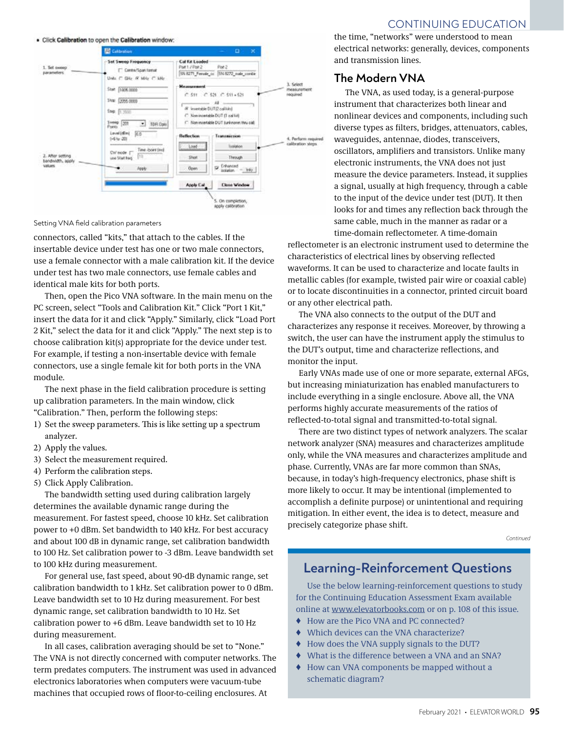- Click **Calibration** to open the **Calibration** window:

Setting VNA field calibration parameters

connectors, called "kits," that attach to the cables. If the insertable device under test has one or two male connectors, use a female connector with a male calibration kit. If the device under test has two male connectors, use female cables and identical male kits for both ports.

Then, open the Pico VNA software. In the main menu on the PC screen, select "Tools and Calibration Kit." Click "Port 1 Kit," insert the data for it and click "Apply." Similarly, click "Load Port 2 Kit," select the data for it and click "Apply." The next step is to choose calibration kit(s) appropriate for the device under test. For example, if testing a non-insertable device with female connectors, use a single female kit for both ports in the VNA module.

The next phase in the field calibration procedure is setting up calibration parameters. In the main window, click "Calibration." Then, perform the following steps:

1) Set the sweep parameters. This is like setting up a spectrum analyzer.
2) Apply the values.
3) Select the measurement required.
4) Perform the calibration steps.
5) Click Apply Calibration.

The bandwidth setting used during calibration largely determines the available dynamic range during the measurement. For fastest speed, choose 10 kHz. Set calibration power to +0 dBm. Set bandwidth to 140 kHz. For best accuracy and about 100 dB in dynamic range, set calibration bandwidth to 100 Hz. Set calibration power to -3 dBm. Leave bandwidth set to 100 kHz during measurement.

For general use, fast speed, about 90-dB dynamic range, set calibration bandwidth to 1 kHz. Set calibration power to 0 dBm. Leave bandwidth set to 10 Hz during measurement. For best dynamic range, set calibration bandwidth to 10 Hz. Set calibration power to +6 dBm. Leave bandwidth set to 10 Hz during measurement.

In all cases, calibration averaging should be set to "None."

The VNA is not directly concerned with computer networks. The term predates computers. The instrument was used in advanced electronics laboratories when computers were vacuum-tube machines that occupied rows of floor-to-ceiling enclosures. At the time, "networks" were understood to mean electrical networks: generally, devices, components and transmission lines.

## The Modern VNA

The VNA, as used today, is a general-purpose instrument that characterizes both linear and nonlinear devices and components, including such diverse types as filters, bridges, attenuators, cables, waveguides, antennae, diodes, transceivers, oscillators, amplifiers and transistors. Unlike many electronic instruments, the VNA does not just measure the device parameters. Instead, it supplies a signal, usually at high frequency, through a cable to the input of the device under test (DUT). It then looks for and times any reflection back through the same cable, much in the manner as radar or a time-domain reflectometer. A time-domain reflectometer is an electronic instrument used to determine the characteristics of electrical lines by observing reflected waveforms. It can be used to characterize and locate faults in metallic cables (for example, twisted pair wire or coaxial cable) or to locate discontinuities in a connector, printed circuit board or any other electrical path.

The VNA also connects to the output of the DUT and characterizes any response it receives. Moreover, by throwing a switch, the user can have the instrument apply the stimulus to the DUT's output, time and characterize reflections, and monitor the input.

Early VNAs made use of one or more separate, external AFGs, but increasing miniaturization has enabled manufacturers to include everything in a single enclosure. Above all, the VNA performs highly accurate measurements of the ratios of reflected-to-total signal and transmitted-to-total signal.

There are two distinct types of network analyzers. The scalar network analyzer (SNA) measures and characterizes amplitude only, while the VNA measures and characterizes amplitude and phase. Currently, VNAs are far more common than SNAs, because, in today's high-frequency electronics, phase shift is more likely to occur. It may be intentional (implemented to accomplish a definite purpose) or unintentional and requiring mitigation. In either event, the idea is to detect, measure and precisely categorize phase shift.

*Continued*

## Learning-Reinforcement Questions

Use the below learning-reinforcement questions to study for the Continuing Education Assessment Exam available online at www.elevatorbooks.com or on p. 108 of this issue.

- How are the Pico VNA and PC connected?
- Which devices can the VNA characterize?
- How does the VNA supply signals to the DUT?
- What is the difference between a VNA and an SNA?
- How can VNA components be mapped without a schematic diagram?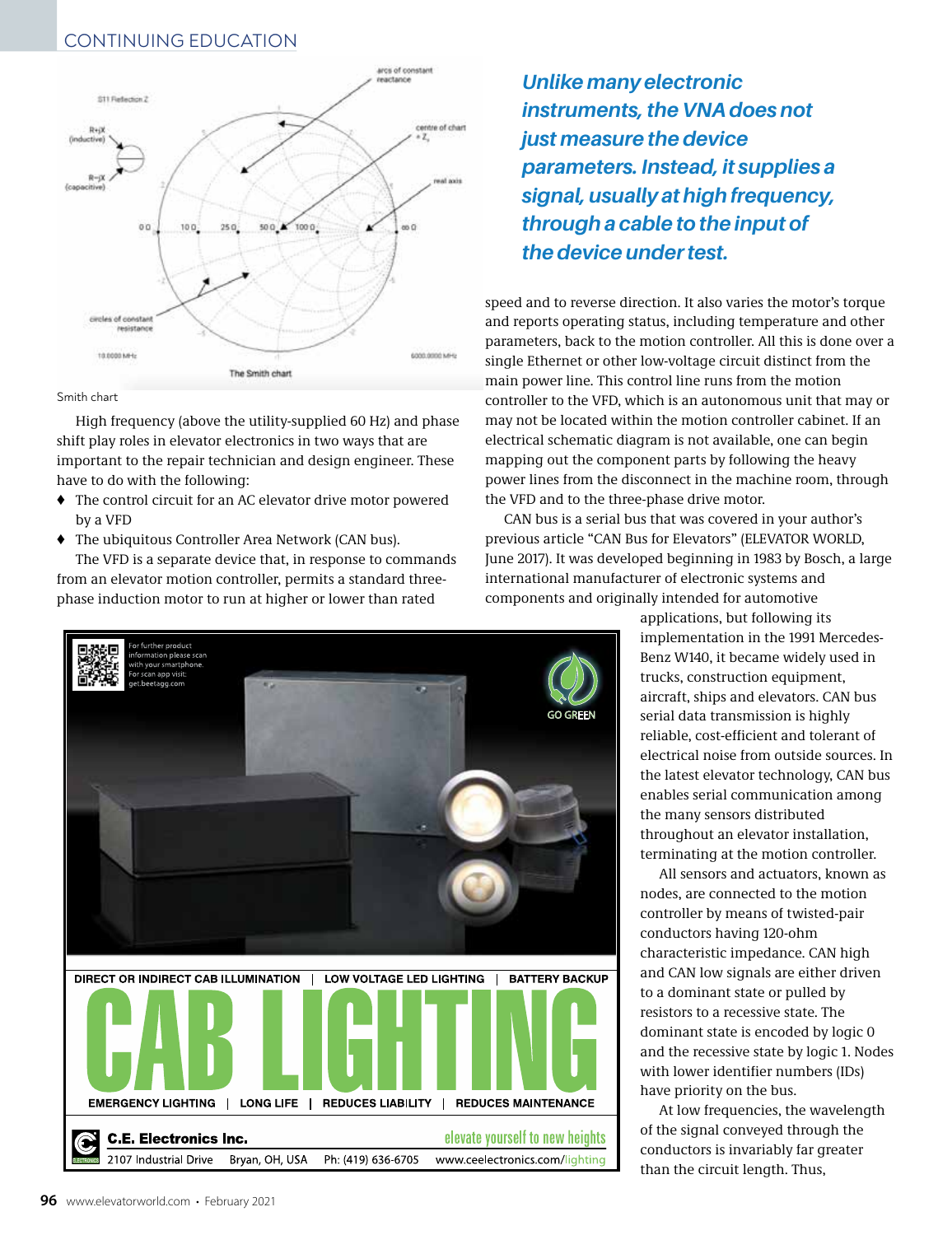Smith chart

High frequency (above the utility-supplied 60 Hz) and phase shift play roles in elevator electronics in two ways that are important to the repair technician and design engineer. These have to do with the following:

- The control circuit for an AC elevator drive motor powered by a VFD
- The ubiquitous Controller Area Network (CAN bus).

The VFD is a separate device that, in response to commands from an elevator motion controller, permits a standard three-phase induction motor to run at higher or lower than rated speed and to reverse direction. It also varies the motor's torque and reports operating status, including temperature and other parameters, back to the motion controller. All this is done over a single Ethernet or other low-voltage circuit distinct from the main power line. This control line runs from the motion controller to the VFD, which is an autonomous unit that may or may not be located within the motion controller cabinet. If an electrical schematic diagram is not available, one can begin mapping out the component parts by following the heavy power lines from the disconnect in the machine room, through the VFD and to the three-phase drive motor.

> ***Unlike many electronic instruments, the VNA does not just measure the device parameters. Instead, it supplies a signal, usually at high frequency, through a cable to the input of the device under test.***

CAN bus is a serial bus that was covered in your author's previous article "CAN Bus for Elevators" (ELEVATOR WORLD, June 2017). It was developed beginning in 1983 by Bosch, a large international manufacturer of electronic systems and components and originally intended for automotive applications, but following its implementation in the 1991 Mercedes-Benz W140, it became widely used in trucks, construction equipment, aircraft, ships and elevators. CAN bus serial data transmission is highly reliable, cost-efficient and tolerant of electrical noise from outside sources. In the latest elevator technology, CAN bus enables serial communication among the many sensors distributed throughout an elevator installation, terminating at the motion controller.

All sensors and actuators, known as nodes, are connected to the motion controller by means of twisted-pair conductors having 120-ohm characteristic impedance. CAN high and CAN low signals are either driven to a dominant state or pulled by resistors to a recessive state. The dominant state is encoded by logic 0 and the recessive state by logic 1. Nodes with lower identifier numbers (IDs) have priority on the bus.

At low frequencies, the wavelength of the signal conveyed through the conductors is invariably far greater than the circuit length. Thus,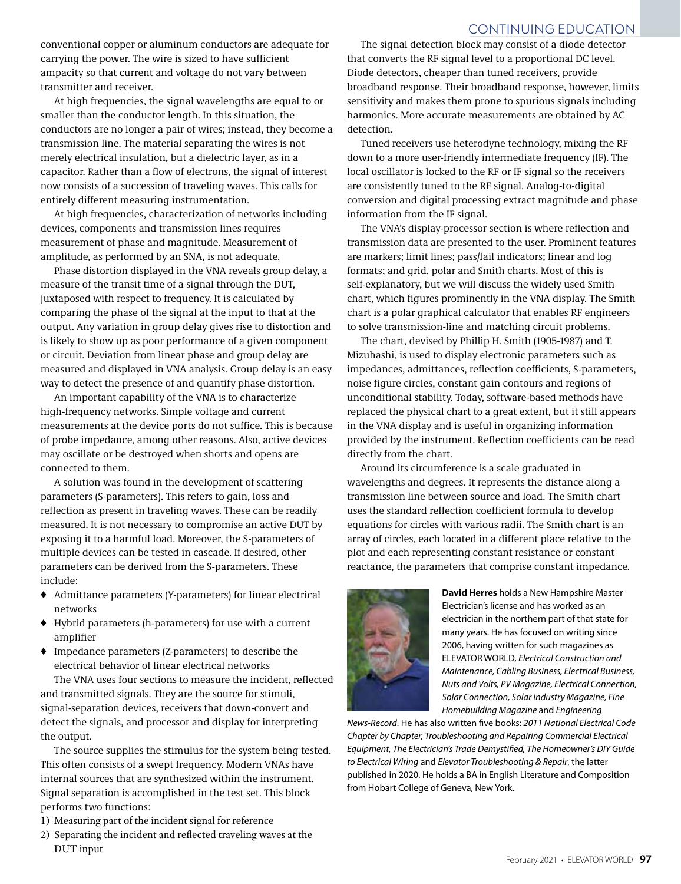conventional copper or aluminum conductors are adequate for carrying the power. The wire is sized to have sufficient ampacity so that current and voltage do not vary between transmitter and receiver.

At high frequencies, the signal wavelengths are equal to or smaller than the conductor length. In this situation, the conductors are no longer a pair of wires; instead, they become a transmission line. The material separating the wires is not merely electrical insulation, but a dielectric layer, as in a capacitor. Rather than a flow of electrons, the signal of interest now consists of a succession of traveling waves. This calls for entirely different measuring instrumentation.

At high frequencies, characterization of networks including devices, components and transmission lines requires measurement of phase and magnitude. Measurement of amplitude, as performed by an SNA, is not adequate.

Phase distortion displayed in the VNA reveals group delay, a measure of the transit time of a signal through the DUT, juxtaposed with respect to frequency. It is calculated by comparing the phase of the signal at the input to that at the output. Any variation in group delay gives rise to distortion and is likely to show up as poor performance of a given component or circuit. Deviation from linear phase and group delay are measured and displayed in VNA analysis. Group delay is an easy way to detect the presence of and quantify phase distortion.

An important capability of the VNA is to characterize high-frequency networks. Simple voltage and current measurements at the device ports do not suffice. This is because of probe impedance, among other reasons. Also, active devices may oscillate or be destroyed when shorts and opens are connected to them.

A solution was found in the development of scattering parameters (S-parameters). This refers to gain, loss and reflection as present in traveling waves. These can be readily measured. It is not necessary to compromise an active DUT by exposing it to a harmful load. Moreover, the S-parameters of multiple devices can be tested in cascade. If desired, other parameters can be derived from the S-parameters. These include:

- Admittance parameters (Y-parameters) for linear electrical networks
- Hybrid parameters (h-parameters) for use with a current amplifier
- Impedance parameters (Z-parameters) to describe the electrical behavior of linear electrical networks

The VNA uses four sections to measure the incident, reflected and transmitted signals. They are the source for stimuli, signal-separation devices, receivers that down-convert and detect the signals, and processor and display for interpreting the output.

The source supplies the stimulus for the system being tested. This often consists of a swept frequency. Modern VNAs have internal sources that are synthesized within the instrument. Signal separation is accomplished in the test set. This block performs two functions:

1) Measuring part of the incident signal for reference
2) Separating the incident and reflected traveling waves at the DUT input

The signal detection block may consist of a diode detector that converts the RF signal level to a proportional DC level. Diode detectors, cheaper than tuned receivers, provide broadband response. Their broadband response, however, limits sensitivity and makes them prone to spurious signals including harmonics. More accurate measurements are obtained by AC detection.

Tuned receivers use heterodyne technology, mixing the RF down to a more user-friendly intermediate frequency (IF). The local oscillator is locked to the RF or IF signal so the receivers are consistently tuned to the RF signal. Analog-to-digital conversion and digital processing extract magnitude and phase information from the IF signal.

The VNA's display-processor section is where reflection and transmission data are presented to the user. Prominent features are markers; limit lines; pass/fail indicators; linear and log formats; and grid, polar and Smith charts. Most of this is self-explanatory, but we will discuss the widely used Smith chart, which figures prominently in the VNA display. The Smith chart is a polar graphical calculator that enables RF engineers to solve transmission-line and matching circuit problems.

The chart, devised by Phillip H. Smith (1905-1987) and T. Mizuhashi, is used to display electronic parameters such as impedances, admittances, reflection coefficients, S-parameters, noise figure circles, constant gain contours and regions of unconditional stability. Today, software-based methods have replaced the physical chart to a great extent, but it still appears in the VNA display and is useful in organizing information provided by the instrument. Reflection coefficients can be read directly from the chart.

Around its circumference is a scale graduated in wavelengths and degrees. It represents the distance along a transmission line between source and load. The Smith chart uses the standard reflection coefficient formula to develop equations for circles with various radii. The Smith chart is an array of circles, each located in a different place relative to the plot and each representing constant resistance or constant reactance, the parameters that comprise constant impedance.

**David Herres** holds a New Hampshire Master Electrician's license and has worked as an electrician in the northern part of that state for many years. He has focused on writing since 2006, having written for such magazines as ELEVATOR WORLD, *Electrical Construction and Maintenance, Cabling Business, Electrical Business, Nuts and Volts, PV Magazine, Electrical Connection, Solar Connection, Solar Industry Magazine, Fine Homebuilding Magazine* and *Engineering News-Record*. He has also written five books: *2011 National Electrical Code Chapter by Chapter, Troubleshooting and Repairing Commercial Electrical Equipment, The Electrician's Trade Demystified, The Homeowner's DIY Guide to Electrical Wiring* and *Elevator Troubleshooting & Repair*, the latter published in 2020. He holds a BA in English Literature and Composition from Hobart College of Geneva, New York.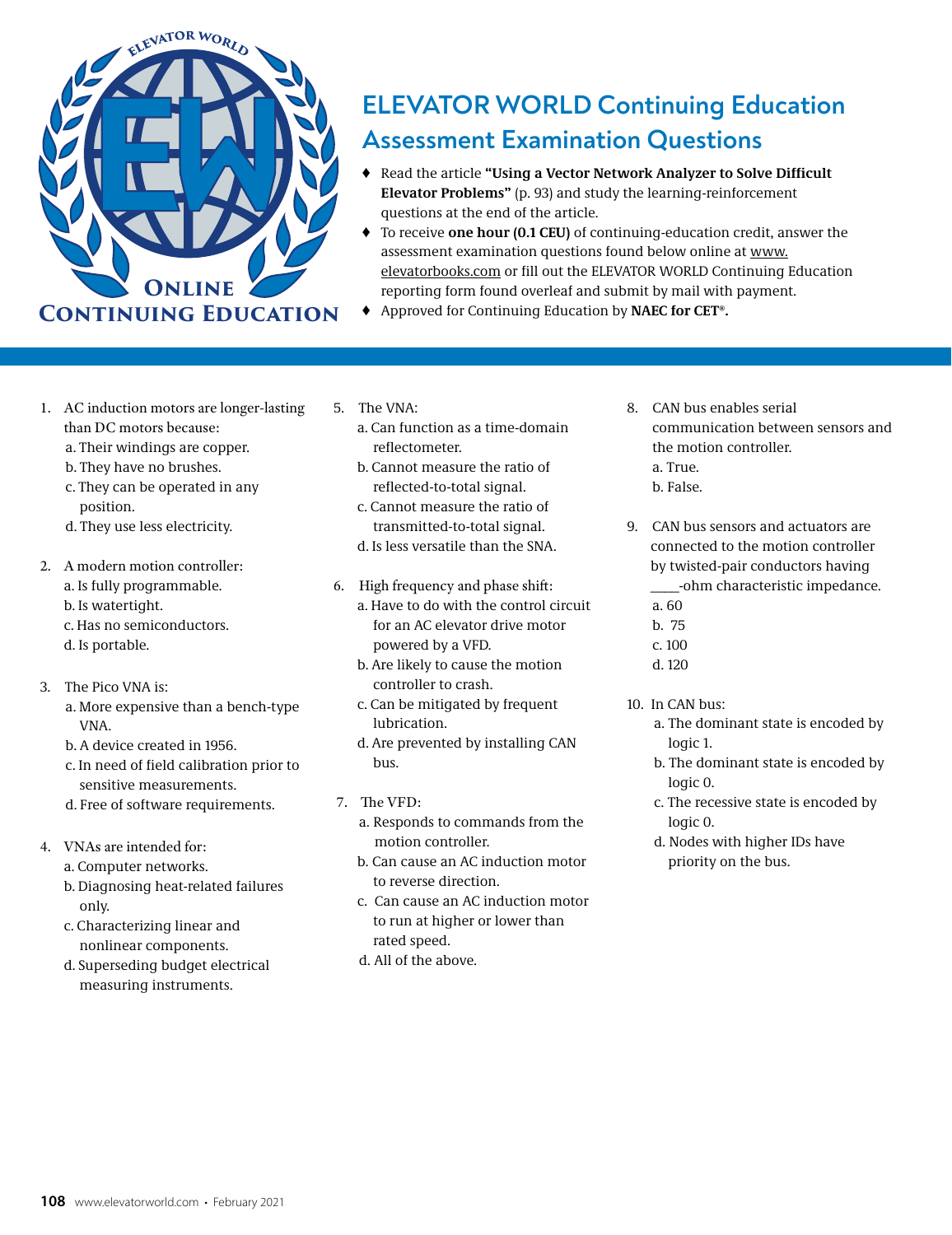# ELEVATOR WORLD Continuing Education Assessment Examination Questions

- Read the article **"Using a Vector Network Analyzer to Solve Difficult Elevator Problems"** (p. 93) and study the learning-reinforcement questions at the end of the article.
- To receive **one hour (0.1 CEU)** of continuing-education credit, answer the assessment examination questions found below online at www.elevatorbooks.com or fill out the ELEVATOR WORLD Continuing Education reporting form found overleaf and submit by mail with payment.
- Approved for Continuing Education by **NAEC for CET®.**

1. AC induction motors are longer-lasting than DC motors because:
   a. Their windings are copper.
   b. They have no brushes.
   c. They can be operated in any position.
   d. They use less electricity.

2. A modern motion controller:
   a. Is fully programmable.
   b. Is watertight.
   c. Has no semiconductors.
   d. Is portable.

3. The Pico VNA is:
   a. More expensive than a bench-type VNA.
   b. A device created in 1956.
   c. In need of field calibration prior to sensitive measurements.
   d. Free of software requirements.

4. VNAs are intended for:
   a. Computer networks.
   b. Diagnosing heat-related failures only.
   c. Characterizing linear and nonlinear components.
   d. Superseding budget electrical measuring instruments.

5. The VNA:
   a. Can function as a time-domain reflectometer.
   b. Cannot measure the ratio of reflected-to-total signal.
   c. Cannot measure the ratio of transmitted-to-total signal.
   d. Is less versatile than the SNA.

6. High frequency and phase shift:
   a. Have to do with the control circuit for an AC elevator drive motor powered by a VFD.
   b. Are likely to cause the motion controller to crash.
   c. Can be mitigated by frequent lubrication.
   d. Are prevented by installing CAN bus.

7. The VFD:
   a. Responds to commands from the motion controller.
   b. Can cause an AC induction motor to reverse direction.
   c. Can cause an AC induction motor to run at higher or lower than rated speed.
   d. All of the above.

8. CAN bus enables serial communication between sensors and the motion controller.
   a. True.
   b. False.

9. CAN bus sensors and actuators are connected to the motion controller by twisted-pair conductors having ____-ohm characteristic impedance.
   a. 60
   b. 75
   c. 100
   d. 120

10. In CAN bus:
    a. The dominant state is encoded by logic 1.
    b. The dominant state is encoded by logic 0.
    c. The recessive state is encoded by logic 0.
    d. Nodes with higher IDs have priority on the bus.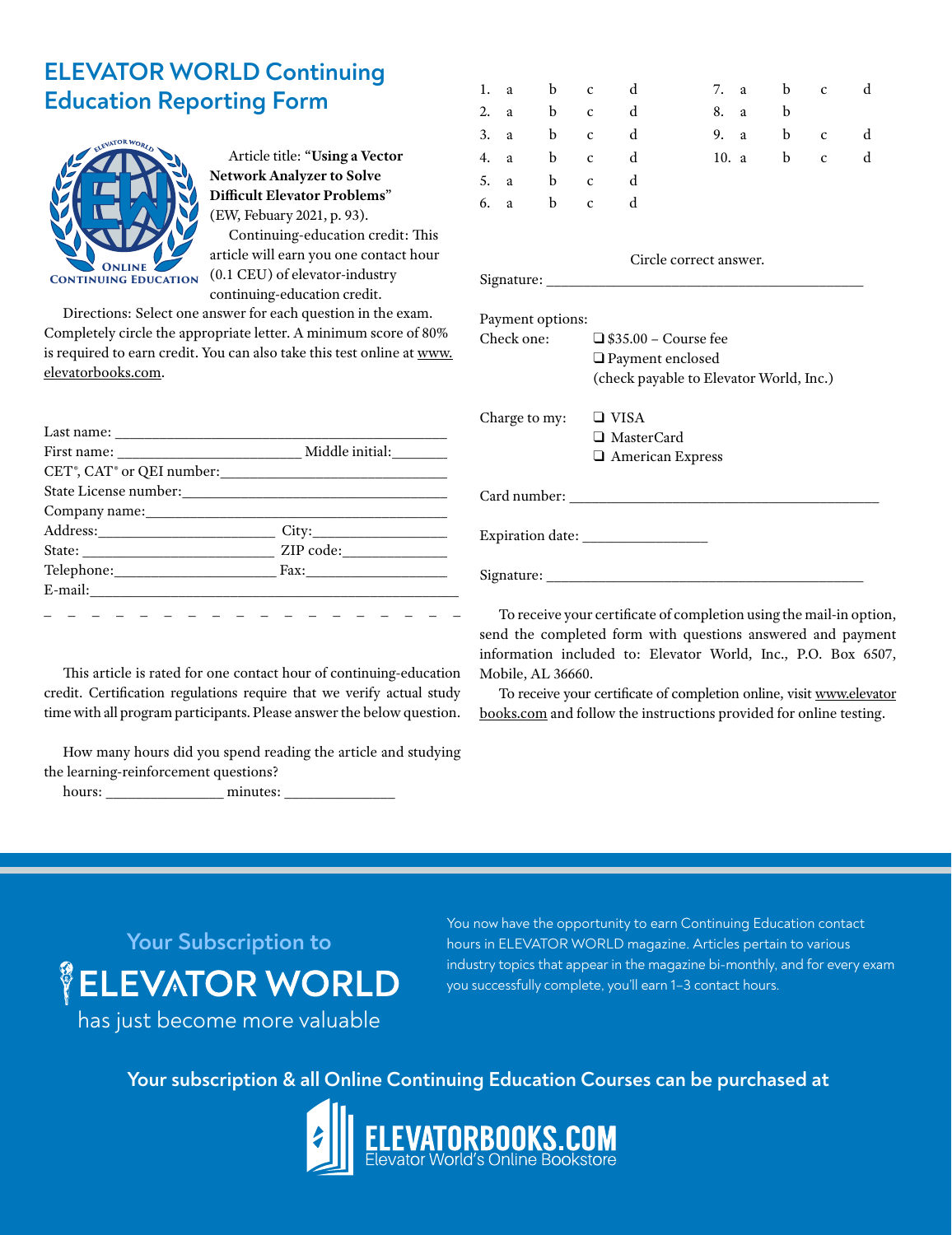## ELEVATOR WORLD Continuing Education Reporting Form

Article title: **"Using a Vector Network Analyzer to Solve Difficult Elevator Problems"** (EW, Febuary 2021, p. 93).

Continuing-education credit: This article will earn you one contact hour (0.1 CEU) of elevator-industry continuing-education credit.

Directions: Select one answer for each question in the exam. Completely circle the appropriate letter. A minimum score of 80% is required to earn credit. You can also take this test online at www.elevatorbooks.com.

Last name: ______________________________

First name: ____________________ Middle initial: ______

CET®, CAT® or QEI number: ______________________

State License number: __________________________

Company name: ______________________________

Address: ____________________ City: ______________

State: ____________________ ZIP code: ____________

Telephone: __________________ Fax: ______________

E-mail: ____________________________________

- - - - - - - - - - - - - - - - - -

This article is rated for one contact hour of continuing-education credit. Certification regulations require that we verify actual study time with all program participants. Please answer the below question.

How many hours did you spend reading the article and studying the learning-reinforcement questions?

hours: ______________ minutes: ______________

| | | | | | | | | | |
|---|---|---|---|---|---|---|---|---|---|
| 1. | a | b | c | d | 7. | a | b | c | d |
| 2. | a | b | c | d | 8. | a | b | | |
| 3. | a | b | c | d | 9. | a | b | c | d |
| 4. | a | b | c | d | 10. | a | b | c | d |
| 5. | a | b | c | d | | | | | |
| 6. | a | b | c | d | | | | | |

Circle correct answer.

Signature: ______________________________

Payment options:

Check one:
- ❑ $35.00 – Course fee
- ❑ Payment enclosed (check payable to Elevator World, Inc.)

Charge to my:
- ❑ VISA
- ❑ MasterCard
- ❑ American Express

Card number: ______________________________

Expiration date: ______________

Signature: ______________________________

To receive your certificate of completion using the mail-in option, send the completed form with questions answered and payment information included to: Elevator World, Inc., P.O. Box 6507, Mobile, AL 36660.

To receive your certificate of completion online, visit www.elevatorbooks.com and follow the instructions provided for online testing.

## Your Subscription to ELEVATOR WORLD has just become more valuable

You now have the opportunity to earn Continuing Education contact hours in ELEVATOR WORLD magazine. Articles pertain to various industry topics that appear in the magazine bi-monthly, and for every exam you successfully complete, you'll earn 1–3 contact hours.

**Your subscription & all Online Continuing Education Courses can be purchased at**

**ELEVATORBOOKS.COM**
Elevator World's Online Bookstore